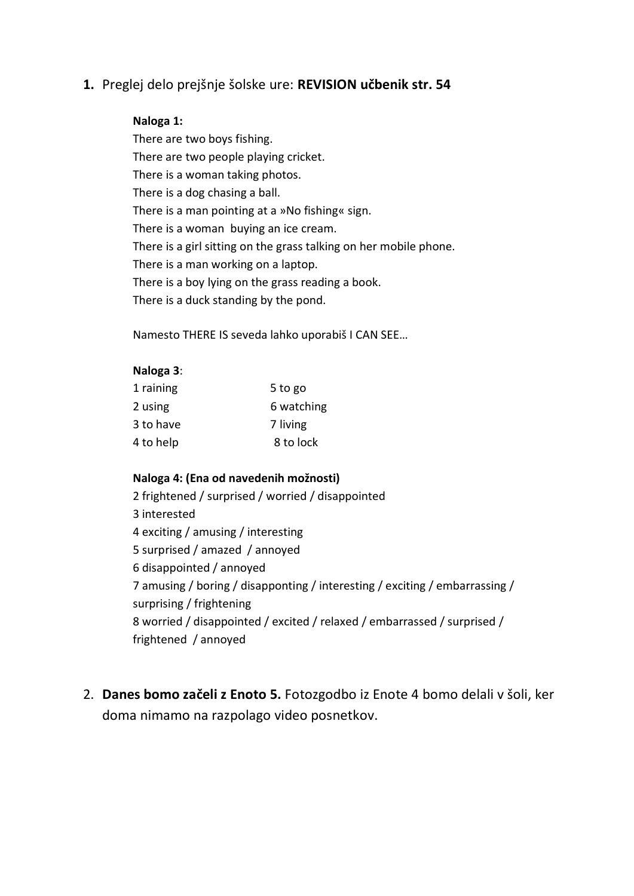1. Preglej delo prejšnje šolske ure: **REVISION učbenik str. 54**

   **Naloga 1:**

   There are two boys fishing.
   There are two people playing cricket.
   There is a woman taking photos.
   There is a dog chasing a ball.
   There is a man pointing at a »No fishing« sign.
   There is a woman  buying an ice cream.
   There is a girl sitting on the grass talking on her mobile phone.
   There is a man working on a laptop.
   There is a boy lying on the grass reading a book.
   There is a duck standing by the pond.

   Namesto THERE IS seveda lahko uporabiš I CAN SEE…

   **Naloga 3**:

   | | |
   |---|---|
   | 1 raining | 5 to go |
   | 2 using | 6 watching |
   | 3 to have | 7 living |
   | 4 to help | 8 to lock |

   **Naloga 4: (Ena od navedenih možnosti)**

   2 frightened / surprised / worried / disappointed
   3 interested
   4 exciting / amusing / interesting
   5 surprised / amazed  / annoyed
   6 disappointed / annoyed
   7 amusing / boring / disapponting / interesting / exciting / embarrassing / surprising / frightening
   8 worried / disappointed / excited / relaxed / embarrassed / surprised / frightened  / annoyed

2. **Danes bomo začeli z Enoto 5.** Fotozgodbo iz Enote 4 bomo delali v šoli, ker doma nimamo na razpolago video posnetkov.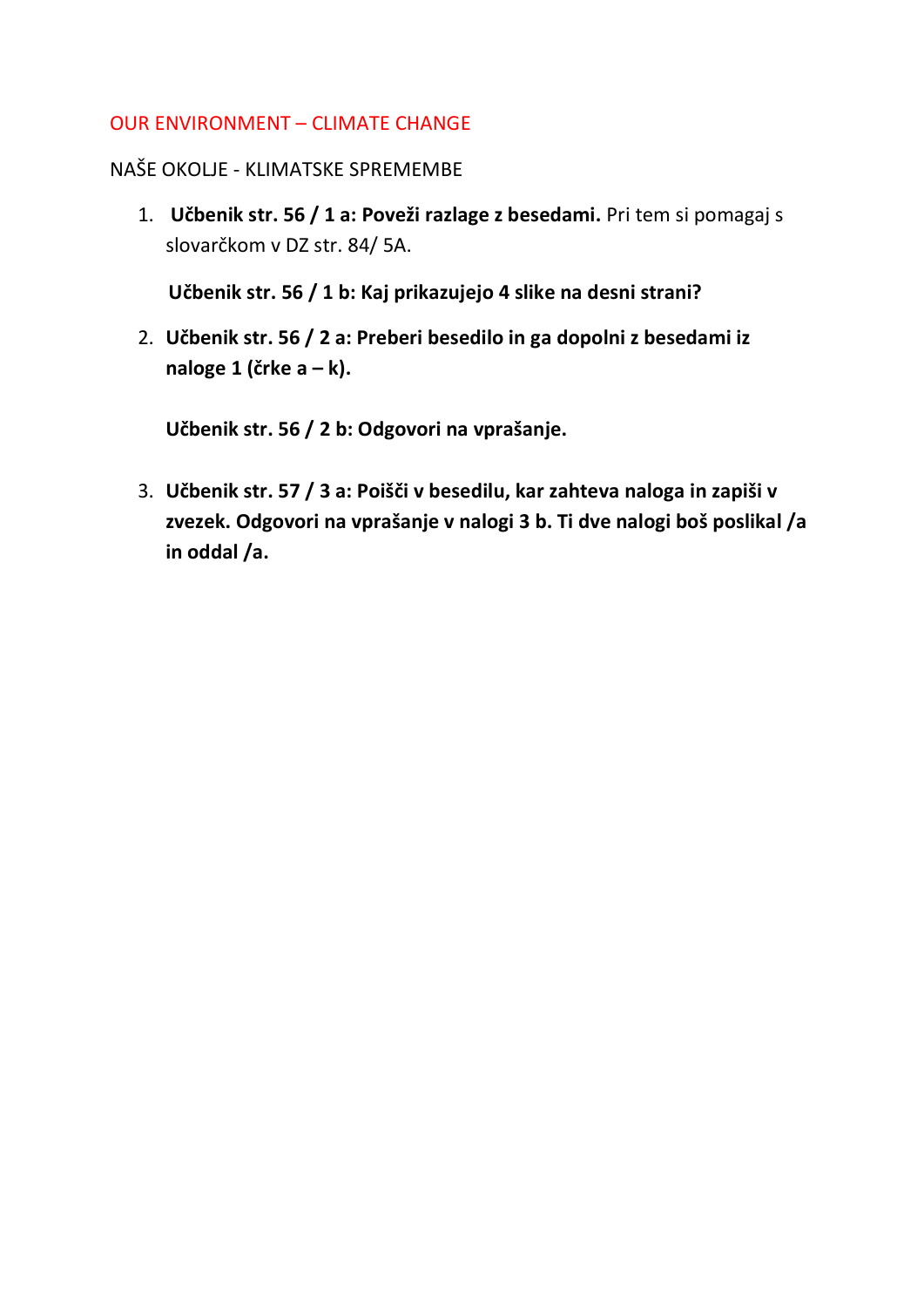OUR ENVIRONMENT – CLIMATE CHANGE

NAŠE OKOLJE - KLIMATSKE SPREMEMBE

1. **Učbenik str. 56 / 1 a: Poveži razlage z besedami.** Pri tem si pomagaj s slovarčkom v DZ str. 84/ 5A.

   **Učbenik str. 56 / 1 b: Kaj prikazujejo 4 slike na desni strani?**

2. **Učbenik str. 56 / 2 a: Preberi besedilo in ga dopolni z besedami iz naloge 1 (črke a – k).**

   **Učbenik str. 56 / 2 b: Odgovori na vprašanje.**

3. **Učbenik str. 57 / 3 a: Poišči v besedilu, kar zahteva naloga in zapiši v zvezek. Odgovori na vprašanje v nalogi 3 b. Ti dve nalogi boš poslikal /a in oddal /a.**